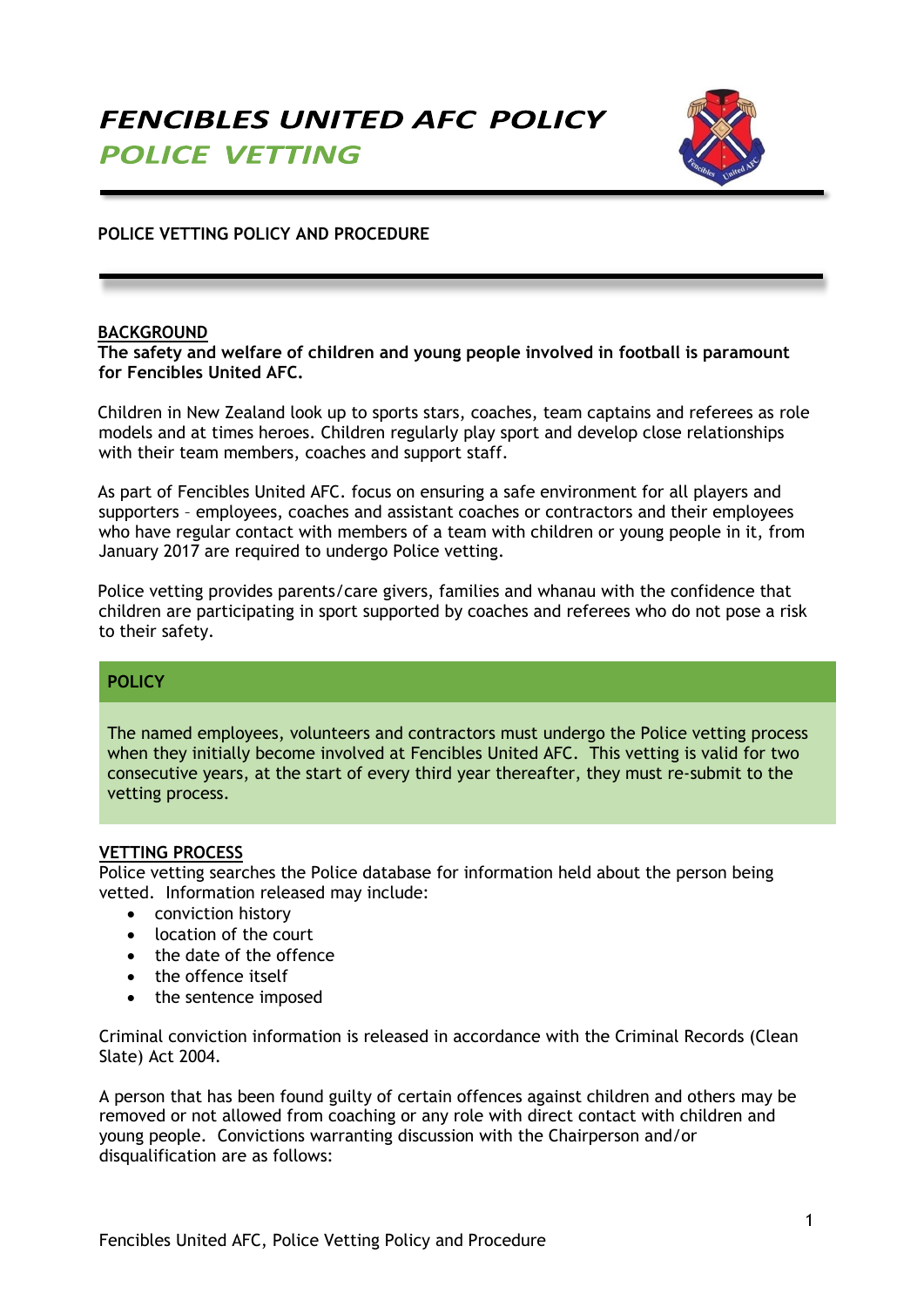# FENCIBLES UNITED AFC POLICY
## POLICE VETTING

**POLICE VETTING POLICY AND PROCEDURE**

**BACKGROUND**

**The safety and welfare of children and young people involved in football is paramount for Fencibles United AFC.**

Children in New Zealand look up to sports stars, coaches, team captains and referees as role models and at times heroes. Children regularly play sport and develop close relationships with their team members, coaches and support staff.

As part of Fencibles United AFC. focus on ensuring a safe environment for all players and supporters – employees, coaches and assistant coaches or contractors and their employees who have regular contact with members of a team with children or young people in it, from January 2017 are required to undergo Police vetting.

Police vetting provides parents/care givers, families and whanau with the confidence that children are participating in sport supported by coaches and referees who do not pose a risk to their safety.

**POLICY**

The named employees, volunteers and contractors must undergo the Police vetting process when they initially become involved at Fencibles United AFC. This vetting is valid for two consecutive years, at the start of every third year thereafter, they must re-submit to the vetting process.

**VETTING PROCESS**

Police vetting searches the Police database for information held about the person being vetted. Information released may include:

- conviction history
- location of the court
- the date of the offence
- the offence itself
- the sentence imposed

Criminal conviction information is released in accordance with the Criminal Records (Clean Slate) Act 2004.

A person that has been found guilty of certain offences against children and others may be removed or not allowed from coaching or any role with direct contact with children and young people. Convictions warranting discussion with the Chairperson and/or disqualification are as follows: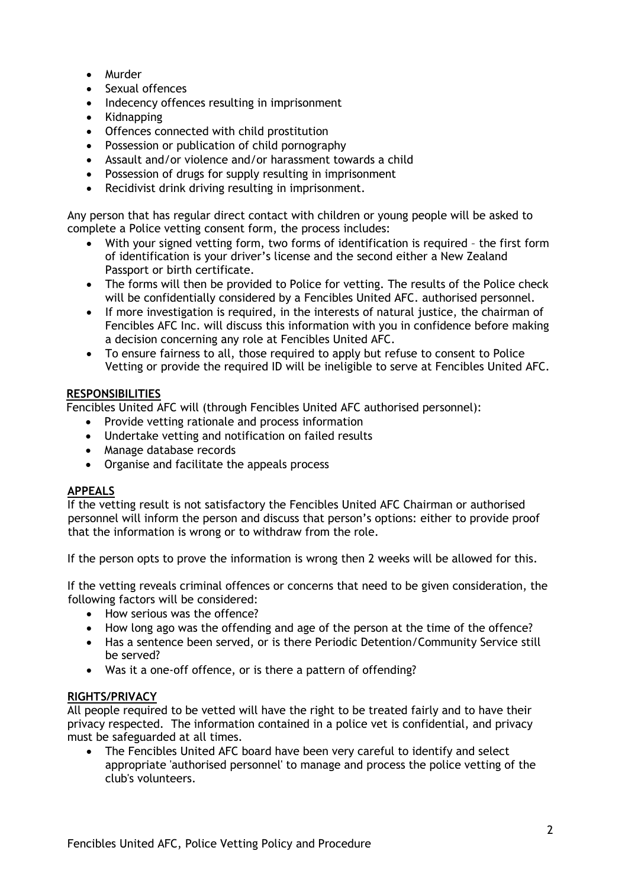- Murder
- Sexual offences
- Indecency offences resulting in imprisonment
- Kidnapping
- Offences connected with child prostitution
- Possession or publication of child pornography
- Assault and/or violence and/or harassment towards a child
- Possession of drugs for supply resulting in imprisonment
- Recidivist drink driving resulting in imprisonment.

Any person that has regular direct contact with children or young people will be asked to complete a Police vetting consent form, the process includes:

- With your signed vetting form, two forms of identification is required – the first form of identification is your driver's license and the second either a New Zealand Passport or birth certificate.
- The forms will then be provided to Police for vetting. The results of the Police check will be confidentially considered by a Fencibles United AFC. authorised personnel.
- If more investigation is required, in the interests of natural justice, the chairman of Fencibles AFC Inc. will discuss this information with you in confidence before making a decision concerning any role at Fencibles United AFC.
- To ensure fairness to all, those required to apply but refuse to consent to Police Vetting or provide the required ID will be ineligible to serve at Fencibles United AFC.

## RESPONSIBILITIES

Fencibles United AFC will (through Fencibles United AFC authorised personnel):

- Provide vetting rationale and process information
- Undertake vetting and notification on failed results
- Manage database records
- Organise and facilitate the appeals process

## APPEALS

If the vetting result is not satisfactory the Fencibles United AFC Chairman or authorised personnel will inform the person and discuss that person's options: either to provide proof that the information is wrong or to withdraw from the role.

If the person opts to prove the information is wrong then 2 weeks will be allowed for this.

If the vetting reveals criminal offences or concerns that need to be given consideration, the following factors will be considered:

- How serious was the offence?
- How long ago was the offending and age of the person at the time of the offence?
- Has a sentence been served, or is there Periodic Detention/Community Service still be served?
- Was it a one-off offence, or is there a pattern of offending?

## RIGHTS/PRIVACY

All people required to be vetted will have the right to be treated fairly and to have their privacy respected. The information contained in a police vet is confidential, and privacy must be safeguarded at all times.

- The Fencibles United AFC board have been very careful to identify and select appropriate 'authorised personnel' to manage and process the police vetting of the club's volunteers.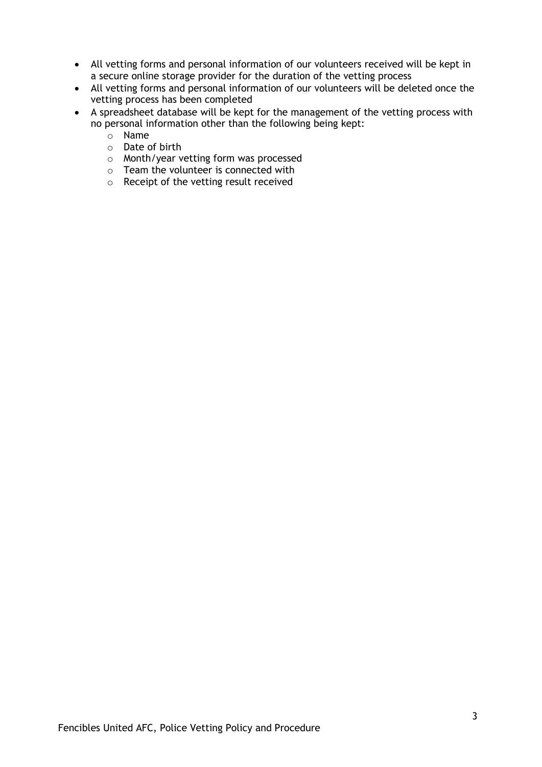- All vetting forms and personal information of our volunteers received will be kept in a secure online storage provider for the duration of the vetting process
- All vetting forms and personal information of our volunteers will be deleted once the vetting process has been completed
- A spreadsheet database will be kept for the management of the vetting process with no personal information other than the following being kept:
  - Name
  - Date of birth
  - Month/year vetting form was processed
  - Team the volunteer is connected with
  - Receipt of the vetting result received